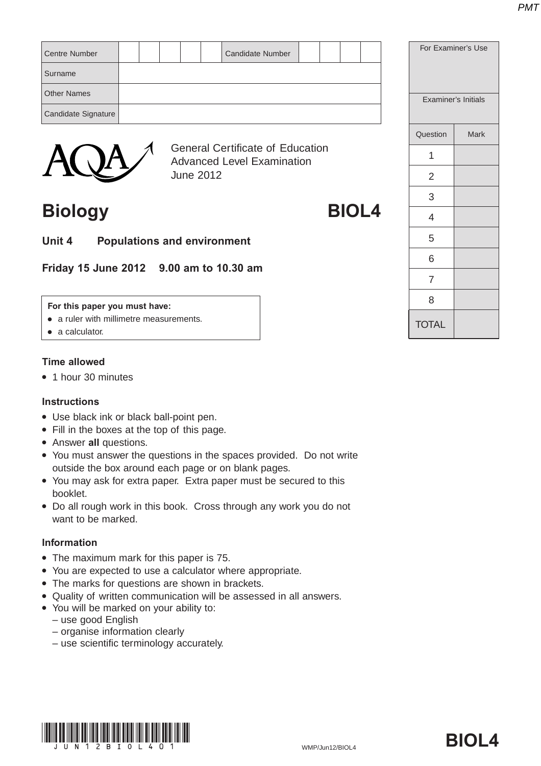| Centre Number | | | | | | Candidate Number | | | | |
|---|---|---|---|---|---|---|---|---|---|---|
| Surname | | | | | | | | | | |
| Other Names | | | | | | | | | | |
| Candidate Signature | | | | | | | | | | |

| For Examiner's Use | |
|---|---|
| Examiner's Initials | |
| Question | Mark |
| 1 | |
| 2 | |
| 3 | |
| 4 | |
| 5 | |
| 6 | |
| 7 | |
| 8 | |
| TOTAL | |

AQA

General Certificate of Education
Advanced Level Examination
June 2012

# Biology BIOL4

## Unit 4 Populations and environment

**Friday 15 June 2012 9.00 am to 10.30 am**

**For this paper you must have:**
- a ruler with millimetre measurements.
- a calculator.

### Time allowed
- 1 hour 30 minutes

### Instructions
- Use black ink or black ball-point pen.
- Fill in the boxes at the top of this page.
- Answer **all** questions.
- You must answer the questions in the spaces provided. Do not write outside the box around each page or on blank pages.
- You may ask for extra paper. Extra paper must be secured to this booklet.
- Do all rough work in this book. Cross through any work you do not want to be marked.

### Information
- The maximum mark for this paper is 75.
- You are expected to use a calculator where appropriate.
- The marks for questions are shown in brackets.
- Quality of written communication will be assessed in all answers.
- You will be marked on your ability to:
  – use good English
  – organise information clearly
  – use scientific terminology accurately.

JUN12BIOL401

WMP/Jun12/BIOL4

**BIOL4**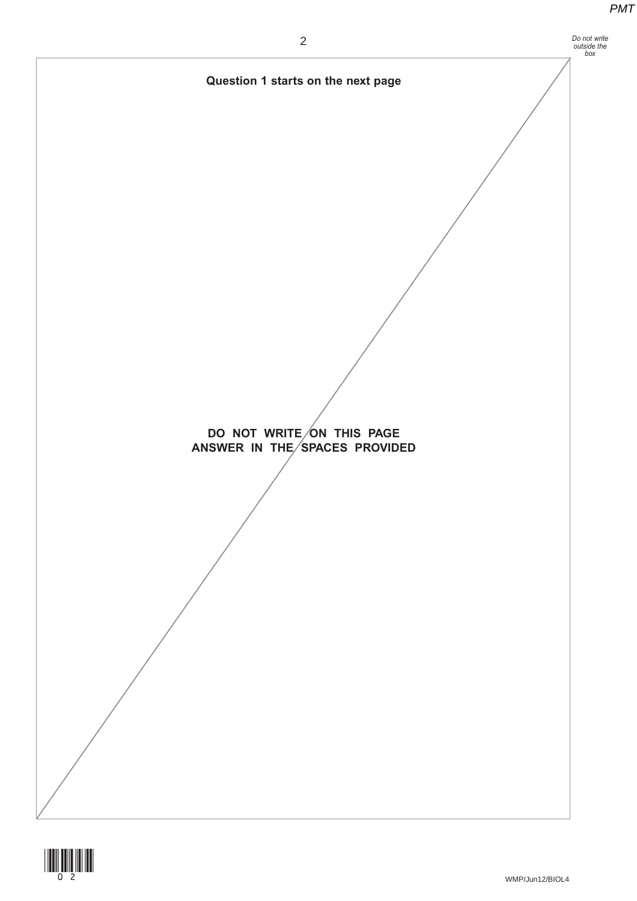**Question 1 starts on the next page**

**DO NOT WRITE ON THIS PAGE**
**ANSWER IN THE SPACES PROVIDED**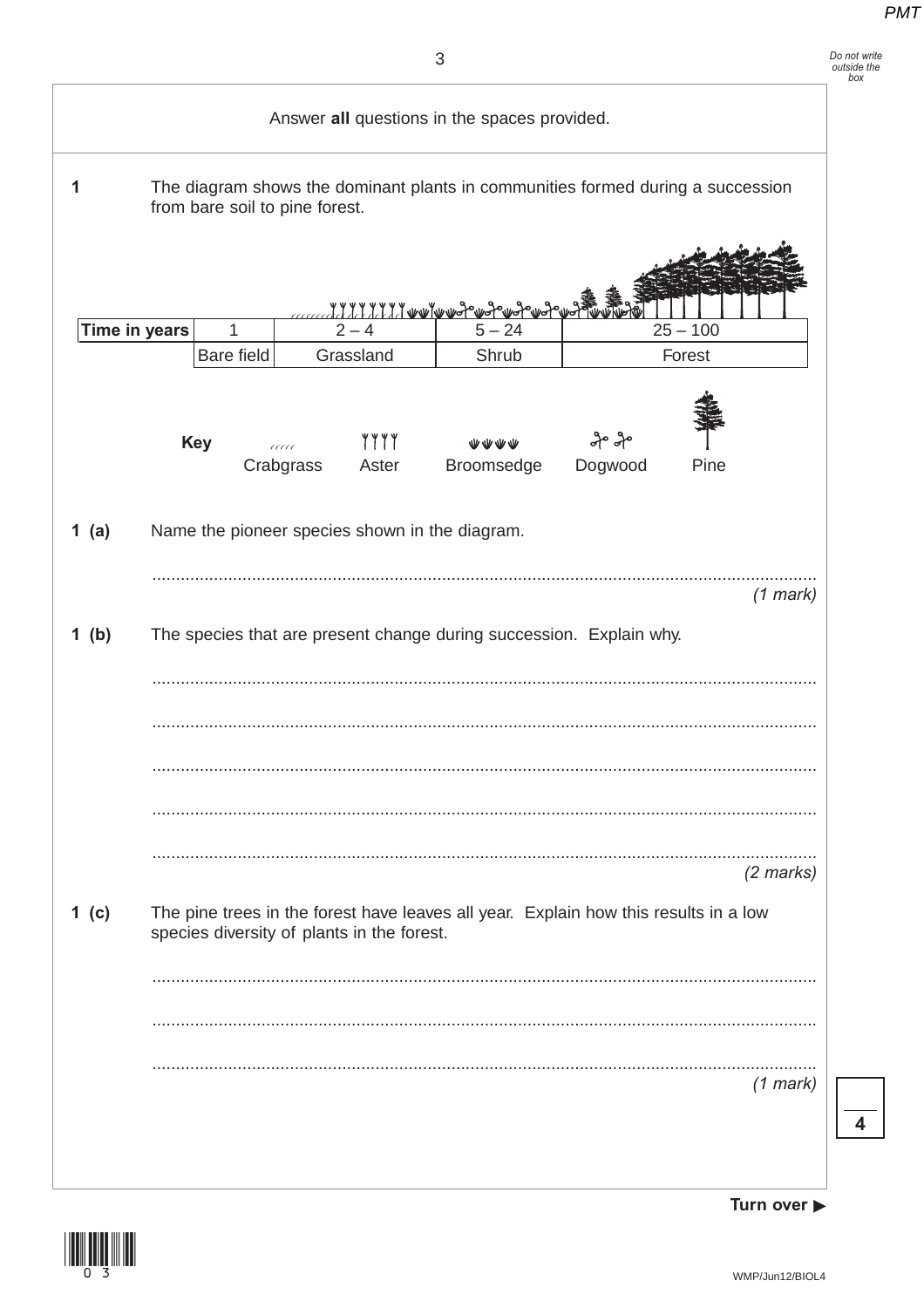Answer **all** questions in the spaces provided.

**1** The diagram shows the dominant plants in communities formed during a succession from bare soil to pine forest.

| **Time in years** | 1 | 2 – 4 | 5 – 24 | 25 – 100 |
|---|---|---|---|---|
| | Bare field | Grassland | Shrub | Forest |

**Key** Crabgrass Aster Broomsedge Dogwood Pine

**1 (a)** Name the pioneer species shown in the diagram.

.............................................................................................................................................

*(1 mark)*

**1 (b)** The species that are present change during succession. Explain why.

.............................................................................................................................................

.............................................................................................................................................

.............................................................................................................................................

.............................................................................................................................................

.............................................................................................................................................

*(2 marks)*

**1 (c)** The pine trees in the forest have leaves all year. Explain how this results in a low species diversity of plants in the forest.

.............................................................................................................................................

.............................................................................................................................................

.............................................................................................................................................

*(1 mark)*

**4**

**Turn over ▶**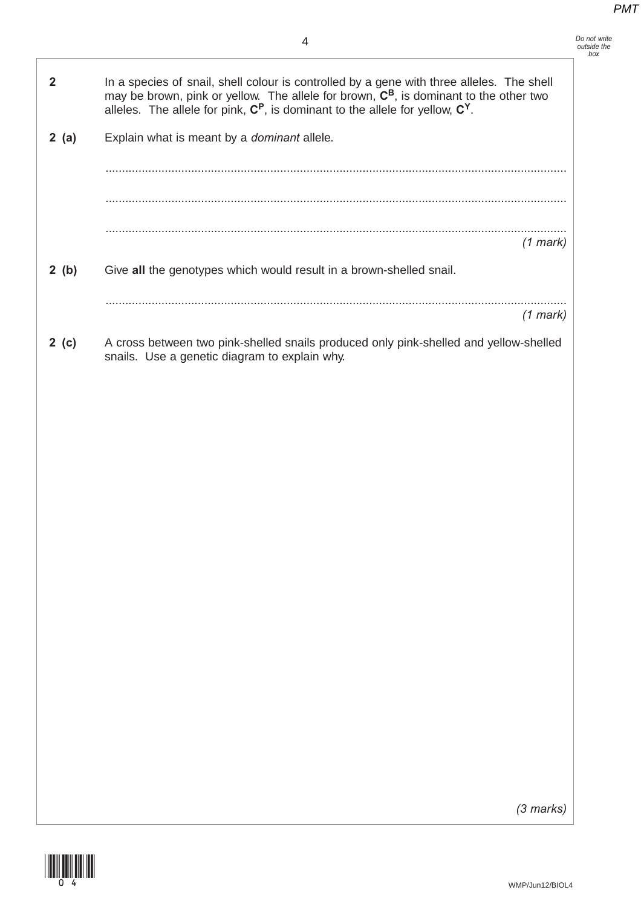**2** In a species of snail, shell colour is controlled by a gene with three alleles. The shell may be brown, pink or yellow. The allele for brown, $C^B$, is dominant to the other two alleles. The allele for pink, $C^P$, is dominant to the allele for yellow, $C^Y$.

**2 (a)** Explain what is meant by a *dominant* allele.

.............................................................................................................................................

.............................................................................................................................................

.............................................................................................................................................

*(1 mark)*

**2 (b)** Give **all** the genotypes which would result in a brown-shelled snail.

.............................................................................................................................................

*(1 mark)*

**2 (c)** A cross between two pink-shelled snails produced only pink-shelled and yellow-shelled snails. Use a genetic diagram to explain why.

*(3 marks)*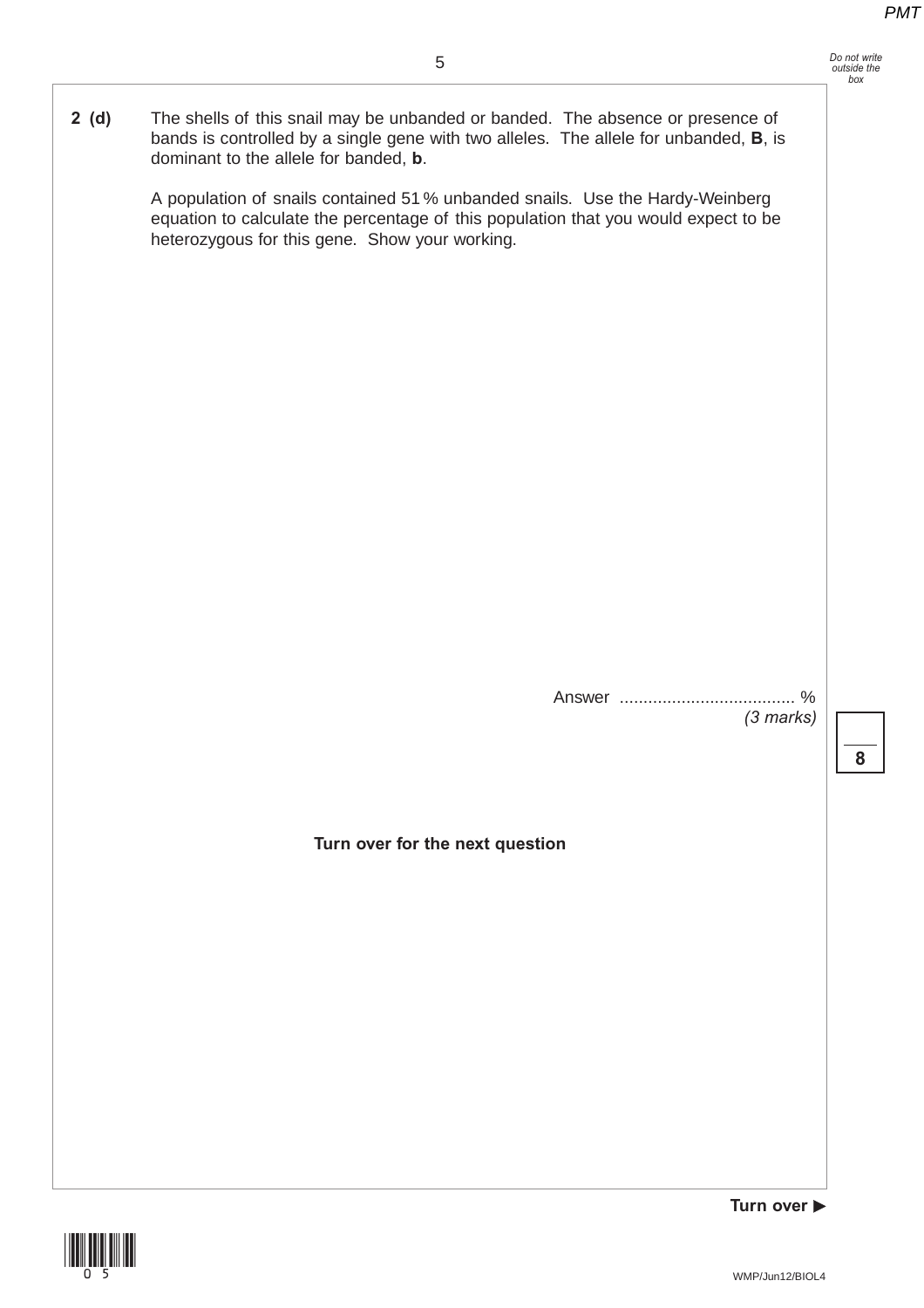**2 (d)** The shells of this snail may be unbanded or banded. The absence or presence of bands is controlled by a single gene with two alleles. The allele for unbanded, **B**, is dominant to the allele for banded, **b**.

A population of snails contained 51 % unbanded snails. Use the Hardy-Weinberg equation to calculate the percentage of this population that you would expect to be heterozygous for this gene. Show your working.

Answer ..................................... %

*(3 marks)*

**Turn over for the next question**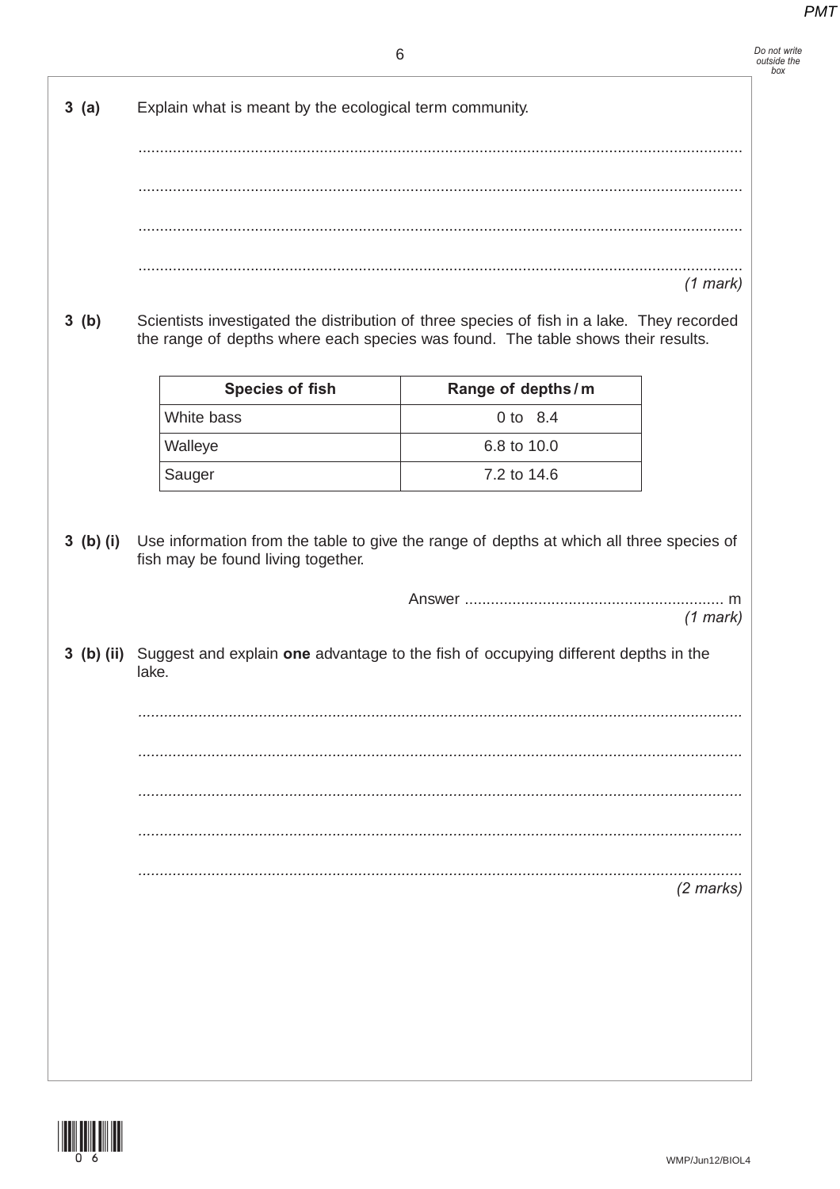**3 (a)** Explain what is meant by the ecological term community.

..........................................................................................................................................

..........................................................................................................................................

..........................................................................................................................................

..........................................................................................................................................

*(1 mark)*

**3 (b)** Scientists investigated the distribution of three species of fish in a lake. They recorded the range of depths where each species was found. The table shows their results.

| Species of fish | Range of depths / m |
|---|---|
| White bass | 0 to 8.4 |
| Walleye | 6.8 to 10.0 |
| Sauger | 7.2 to 14.6 |

**3 (b) (i)** Use information from the table to give the range of depths at which all three species of fish may be found living together.

Answer ............................................................ m

*(1 mark)*

**3 (b) (ii)** Suggest and explain **one** advantage to the fish of occupying different depths in the lake.

..........................................................................................................................................

..........................................................................................................................................

..........................................................................................................................................

..........................................................................................................................................

..........................................................................................................................................

*(2 marks)*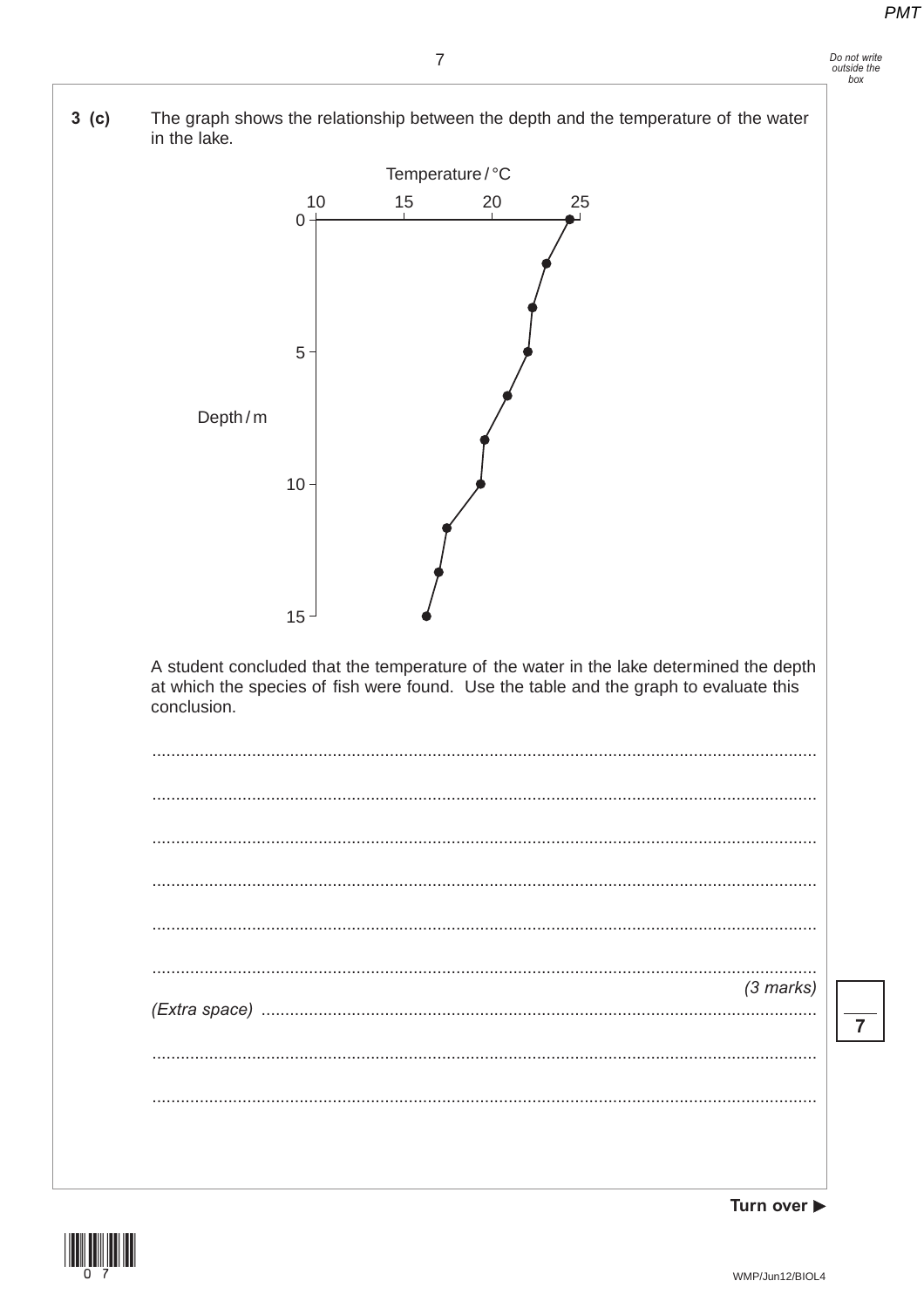**3 (c)** The graph shows the relationship between the depth and the temperature of the water in the lake.

A student concluded that the temperature of the water in the lake determined the depth at which the species of fish were found. Use the table and the graph to evaluate this conclusion.

..........................................................................................................................................

..........................................................................................................................................

..........................................................................................................................................

..........................................................................................................................................

..........................................................................................................................................

..........................................................................................................................................

*(3 marks)*

*(Extra space)* ..........................................................................................................

..........................................................................................................................................

..........................................................................................................................................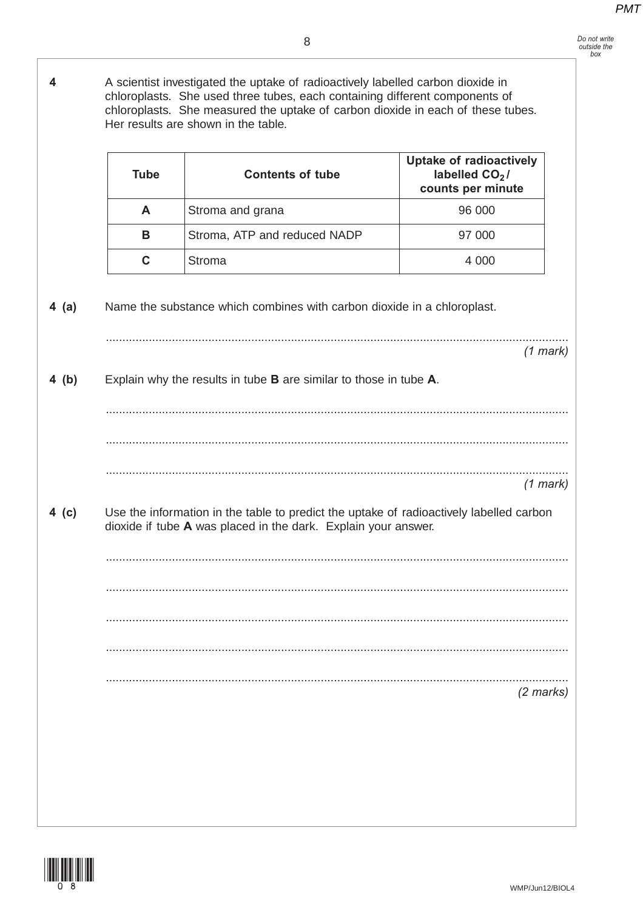**4** A scientist investigated the uptake of radioactively labelled carbon dioxide in chloroplasts. She used three tubes, each containing different components of chloroplasts. She measured the uptake of carbon dioxide in each of these tubes. Her results are shown in the table.

| Tube | Contents of tube | Uptake of radioactively labelled $CO_2$ / counts per minute |
|---|---|---|
| A | Stroma and grana | 96 000 |
| B | Stroma, ATP and reduced NADP | 97 000 |
| C | Stroma | 4 000 |

**4 (a)** Name the substance which combines with carbon dioxide in a chloroplast.

.............................................................................................................................................
*(1 mark)*

**4 (b)** Explain why the results in tube **B** are similar to those in tube **A**.

.............................................................................................................................................

.............................................................................................................................................

.............................................................................................................................................
*(1 mark)*

**4 (c)** Use the information in the table to predict the uptake of radioactively labelled carbon dioxide if tube **A** was placed in the dark. Explain your answer.

.............................................................................................................................................

.............................................................................................................................................

.............................................................................................................................................

.............................................................................................................................................

.............................................................................................................................................
*(2 marks)*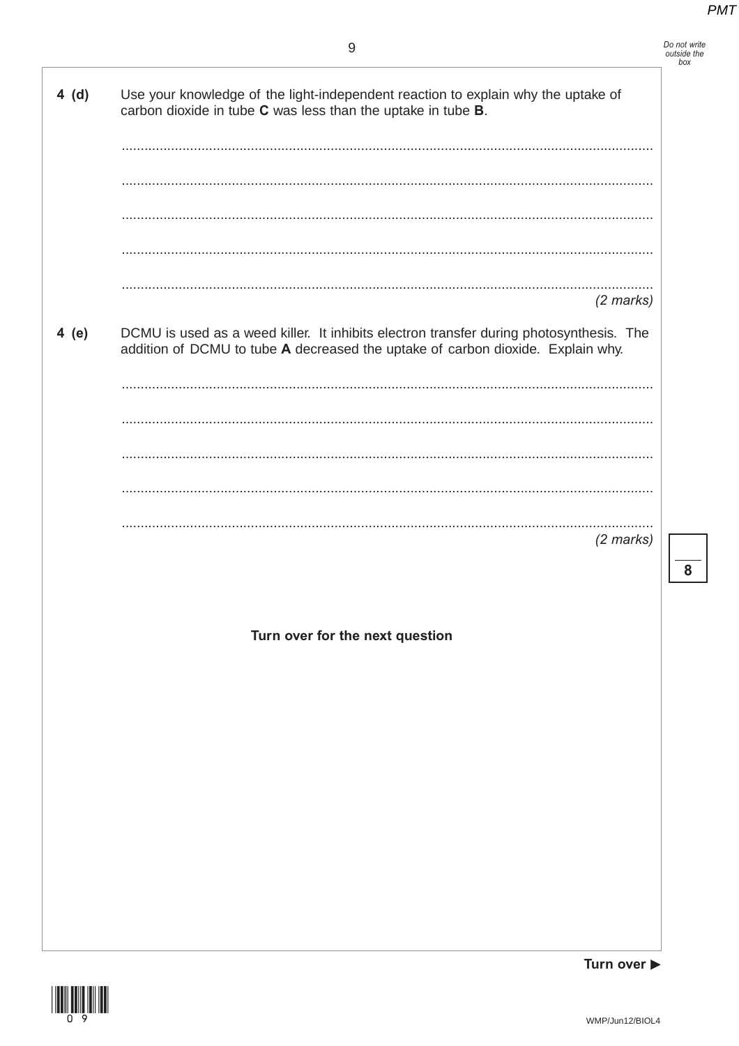**4 (d)** Use your knowledge of the light-independent reaction to explain why the uptake of carbon dioxide in tube **C** was less than the uptake in tube **B**.

..........................................................................................................................................

..........................................................................................................................................

..........................................................................................................................................

..........................................................................................................................................

..........................................................................................................................................

*(2 marks)*

**4 (e)** DCMU is used as a weed killer. It inhibits electron transfer during photosynthesis. The addition of DCMU to tube **A** decreased the uptake of carbon dioxide. Explain why.

..........................................................................................................................................

..........................................................................................................................................

..........................................................................................................................................

..........................................................................................................................................

..........................................................................................................................................

*(2 marks)*

8

**Turn over for the next question**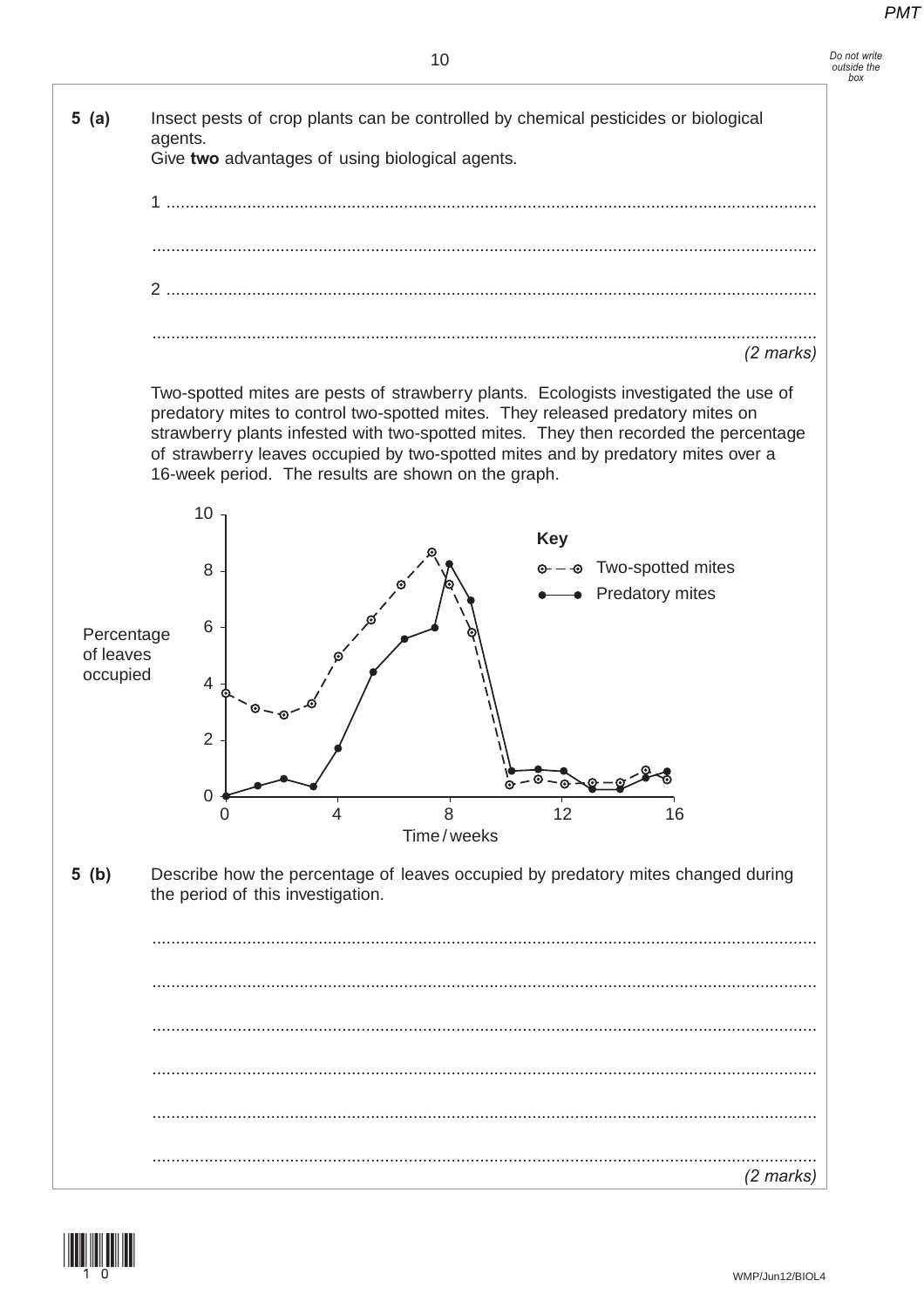**5 (a)** Insect pests of crop plants can be controlled by chemical pesticides or biological agents.
Give **two** advantages of using biological agents.

1 ..........................................................................................................................................

..........................................................................................................................................

2 ..........................................................................................................................................

..........................................................................................................................................
*(2 marks)*

Two-spotted mites are pests of strawberry plants. Ecologists investigated the use of predatory mites to control two-spotted mites. They released predatory mites on strawberry plants infested with two-spotted mites. They then recorded the percentage of strawberry leaves occupied by two-spotted mites and by predatory mites over a 16-week period. The results are shown on the graph.

Key: ⊙– – ⊙ Two-spotted mites; ●——● Predatory mites

Percentage of leaves occupied (0–10) against Time / weeks (0–16)

**5 (b)** Describe how the percentage of leaves occupied by predatory mites changed during the period of this investigation.

..........................................................................................................................................

..........................................................................................................................................

..........................................................................................................................................

..........................................................................................................................................

..........................................................................................................................................

..........................................................................................................................................
*(2 marks)*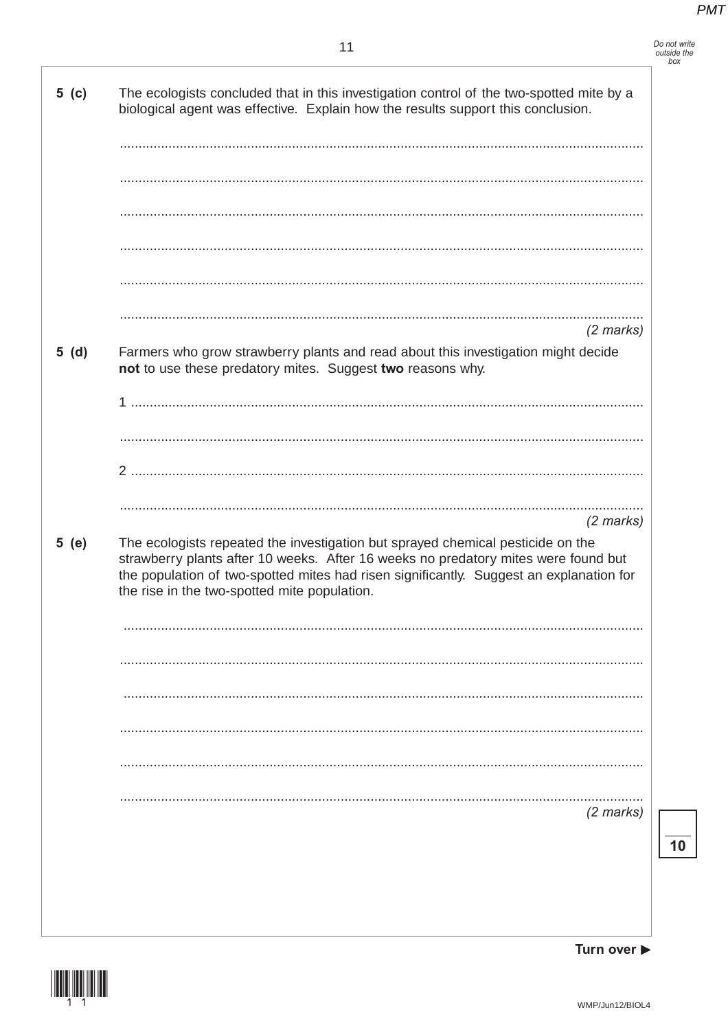**5 (c)** The ecologists concluded that in this investigation control of the two-spotted mite by a biological agent was effective. Explain how the results support this conclusion.

............................................................................................................................................

............................................................................................................................................

............................................................................................................................................

............................................................................................................................................

............................................................................................................................................

............................................................................................................................................

*(2 marks)*

**5 (d)** Farmers who grow strawberry plants and read about this investigation might decide **not** to use these predatory mites. Suggest **two** reasons why.

1 .........................................................................................................................................

............................................................................................................................................

2 .........................................................................................................................................

............................................................................................................................................

*(2 marks)*

**5 (e)** The ecologists repeated the investigation but sprayed chemical pesticide on the strawberry plants after 10 weeks. After 16 weeks no predatory mites were found but the population of two-spotted mites had risen significantly. Suggest an explanation for the rise in the two-spotted mite population.

............................................................................................................................................

............................................................................................................................................

............................................................................................................................................

............................................................................................................................................

............................................................................................................................................

............................................................................................................................................

*(2 marks)*

10

Turn over ▶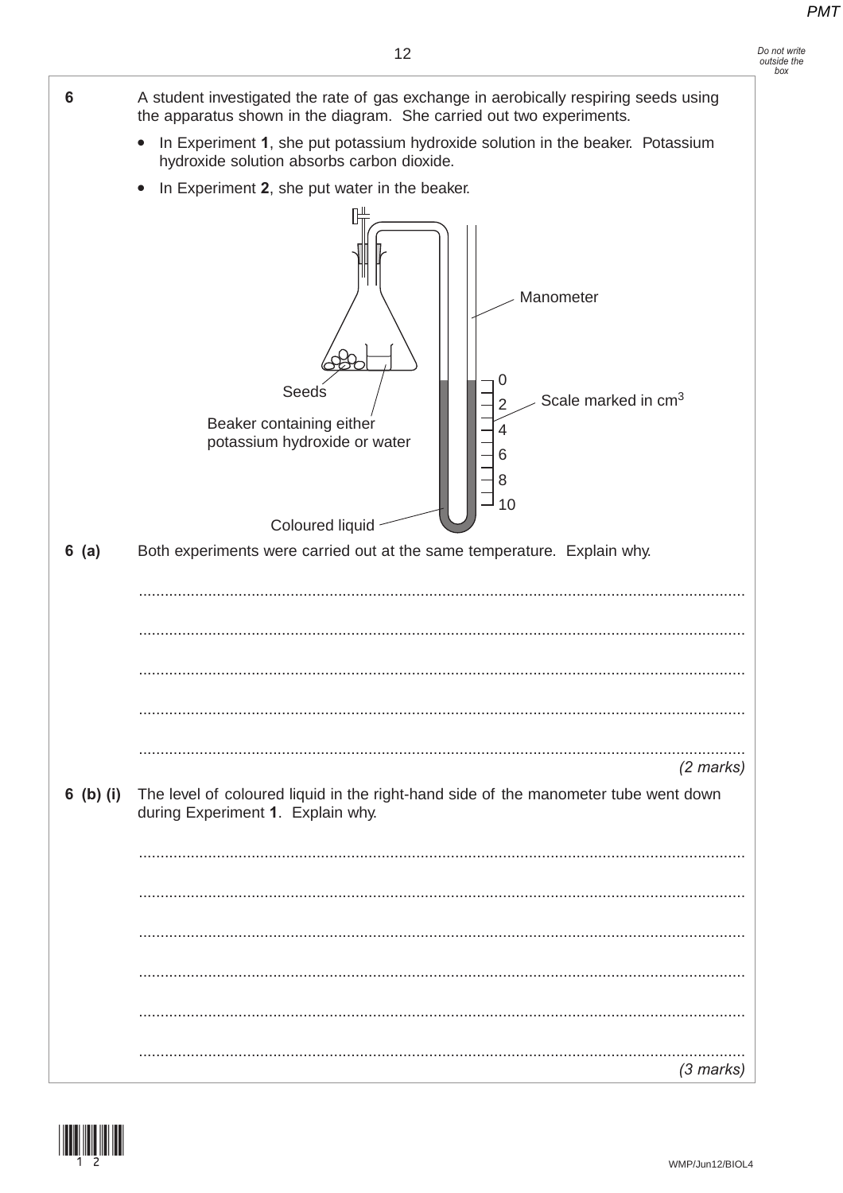**6** A student investigated the rate of gas exchange in aerobically respiring seeds using the apparatus shown in the diagram. She carried out two experiments.

- In Experiment **1**, she put potassium hydroxide solution in the beaker. Potassium hydroxide solution absorbs carbon dioxide.
- In Experiment **2**, she put water in the beaker.

Manometer

Seeds

Beaker containing either potassium hydroxide or water

Scale marked in $cm^3$

0, 2, 4, 6, 8, 10

Coloured liquid

**6 (a)** Both experiments were carried out at the same temperature. Explain why.

............................................................................................................................................

............................................................................................................................................

............................................................................................................................................

............................................................................................................................................

............................................................................................................................................

*(2 marks)*

**6 (b) (i)** The level of coloured liquid in the right-hand side of the manometer tube went down during Experiment **1**. Explain why.

............................................................................................................................................

............................................................................................................................................

............................................................................................................................................

............................................................................................................................................

............................................................................................................................................

............................................................................................................................................

*(3 marks)*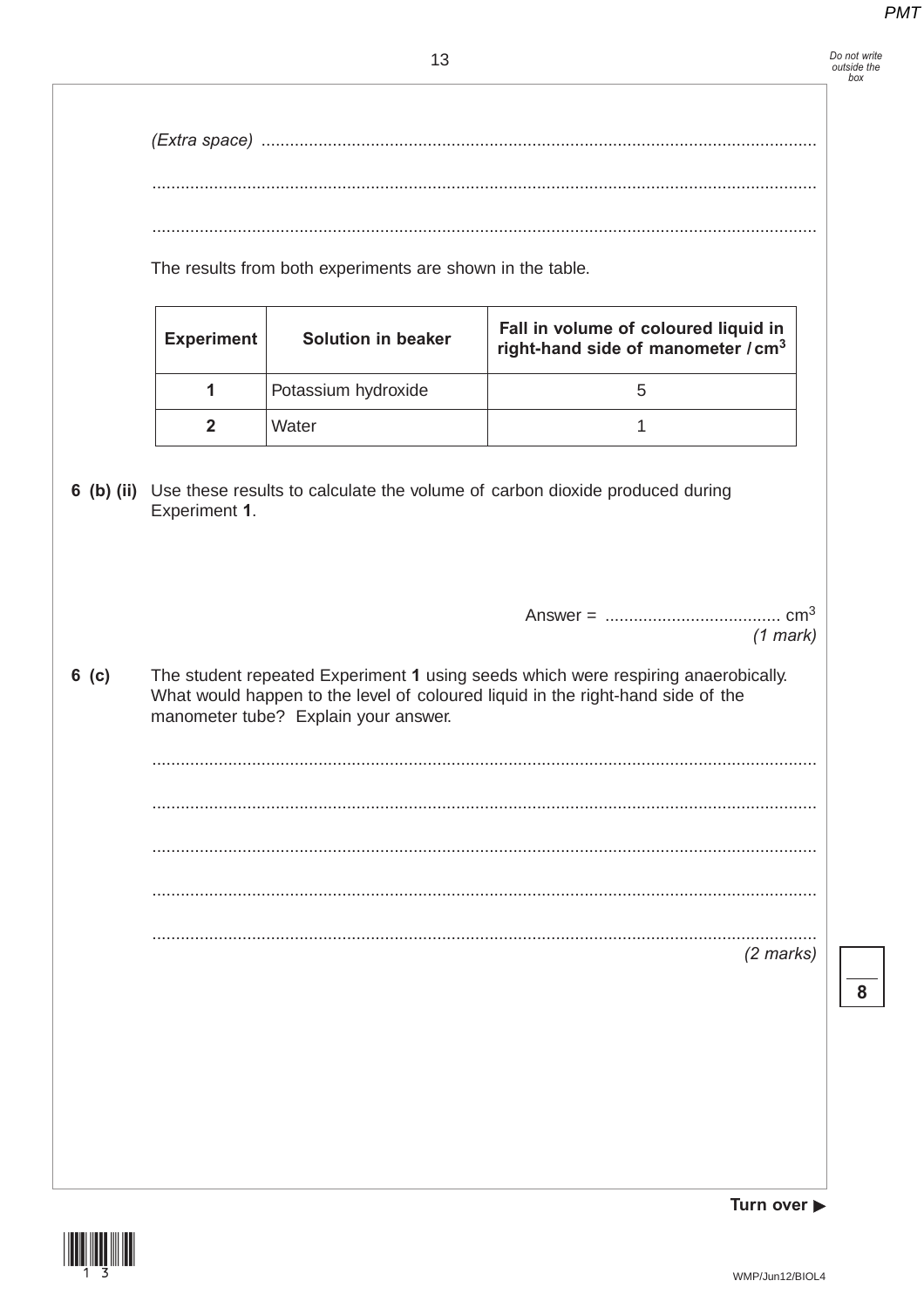*(Extra space)* ....................................................................................................................

.......................................................................................................................................

.......................................................................................................................................

The results from both experiments are shown in the table.

| Experiment | Solution in beaker | Fall in volume of coloured liquid in right-hand side of manometer / $cm^3$ |
|---|---|---|
| 1 | Potassium hydroxide | 5 |
| 2 | Water | 1 |

**6 (b) (ii)** Use these results to calculate the volume of carbon dioxide produced during Experiment **1**.

Answer = ..................................... $cm^3$

*(1 mark)*

**6 (c)** The student repeated Experiment **1** using seeds which were respiring anaerobically. What would happen to the level of coloured liquid in the right-hand side of the manometer tube? Explain your answer.

.......................................................................................................................................

.......................................................................................................................................

.......................................................................................................................................

.......................................................................................................................................

.......................................................................................................................................

*(2 marks)*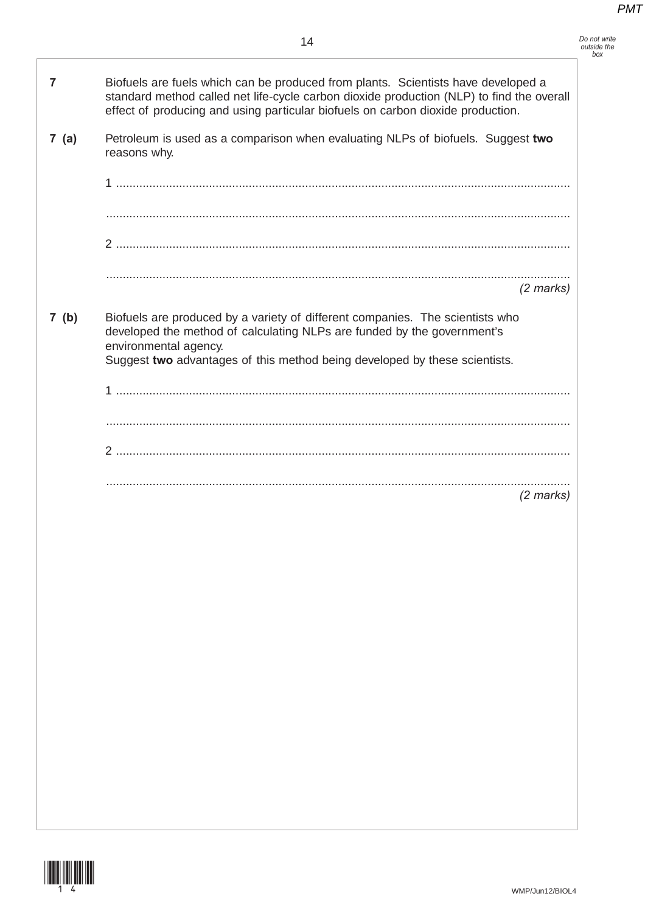**7** Biofuels are fuels which can be produced from plants. Scientists have developed a standard method called net life-cycle carbon dioxide production (NLP) to find the overall effect of producing and using particular biofuels on carbon dioxide production.

**7 (a)** Petroleum is used as a comparison when evaluating NLPs of biofuels. Suggest **two** reasons why.

1 ..........................................................................................................................................

..........................................................................................................................................

2 ..........................................................................................................................................

..........................................................................................................................................

*(2 marks)*

**7 (b)** Biofuels are produced by a variety of different companies. The scientists who developed the method of calculating NLPs are funded by the government's environmental agency.
Suggest **two** advantages of this method being developed by these scientists.

1 ..........................................................................................................................................

..........................................................................................................................................

2 ..........................................................................................................................................

..........................................................................................................................................

*(2 marks)*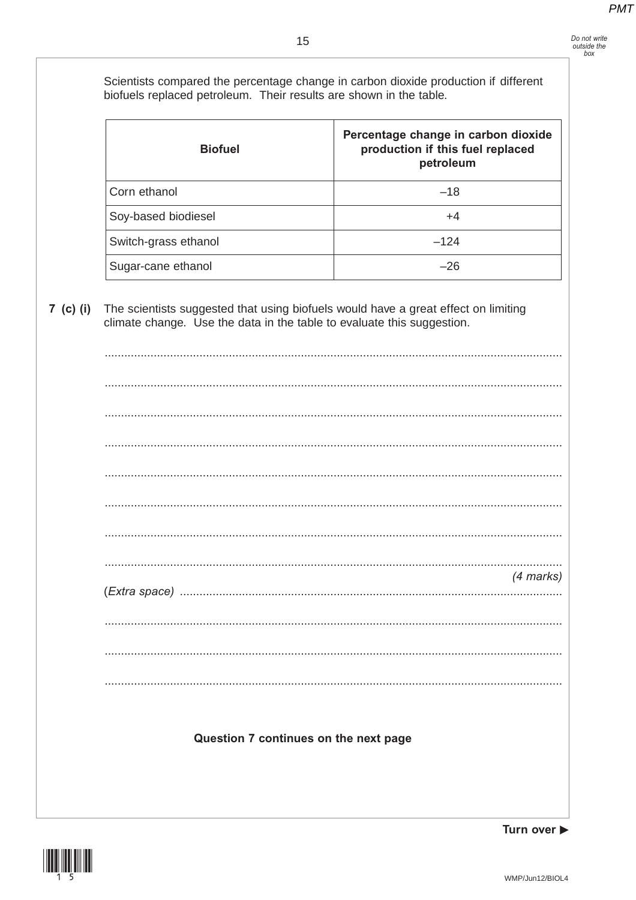Scientists compared the percentage change in carbon dioxide production if different biofuels replaced petroleum. Their results are shown in the table.

| Biofuel | Percentage change in carbon dioxide production if this fuel replaced petroleum |
|---|---|
| Corn ethanol | –18 |
| Soy-based biodiesel | +4 |
| Switch-grass ethanol | –124 |
| Sugar-cane ethanol | –26 |

**7 (c) (i)** The scientists suggested that using biofuels would have a great effect on limiting climate change. Use the data in the table to evaluate this suggestion.

.............................................................................................................................................

.............................................................................................................................................

.............................................................................................................................................

.............................................................................................................................................

.............................................................................................................................................

.............................................................................................................................................

.............................................................................................................................................

.............................................................................................................................................

*(4 marks)*

(*Extra space*) ...................................................................................................................

.............................................................................................................................................

.............................................................................................................................................

.............................................................................................................................................

**Question 7 continues on the next page**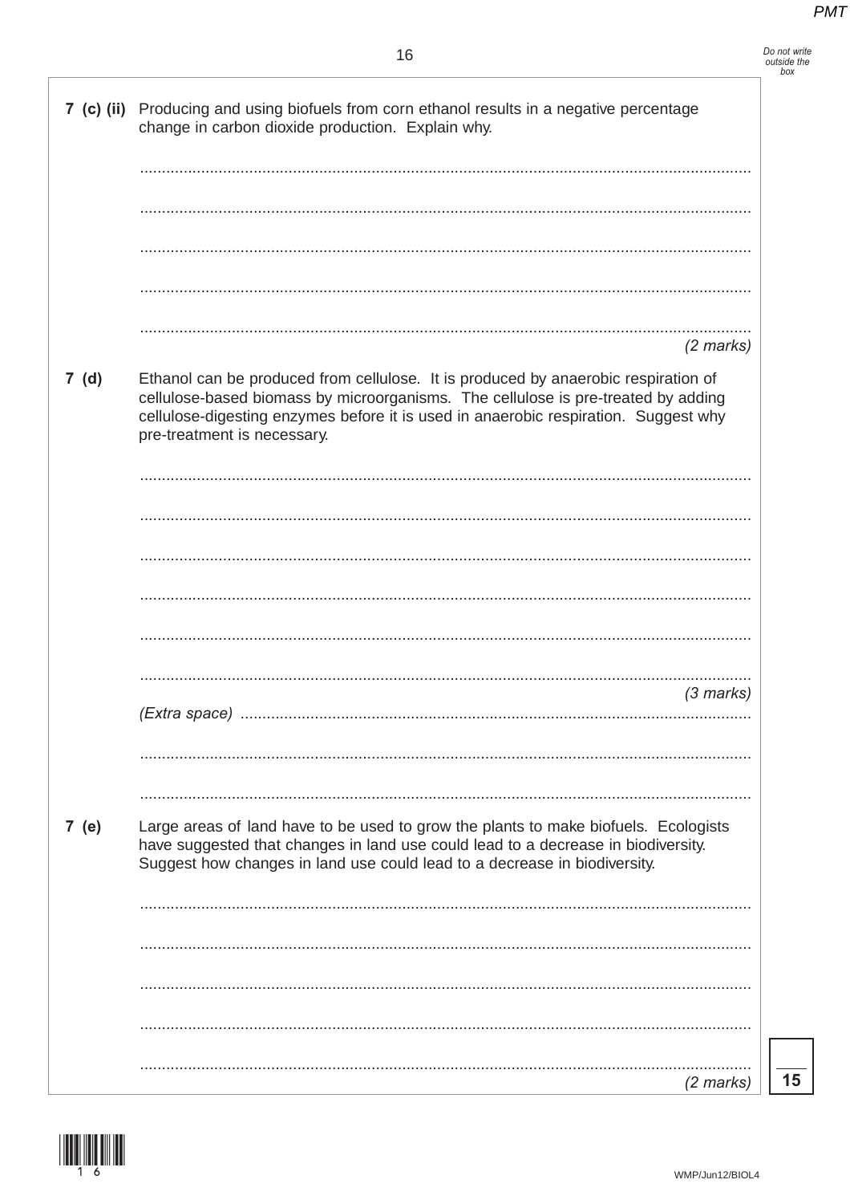**7 (c) (ii)** Producing and using biofuels from corn ethanol results in a negative percentage change in carbon dioxide production. Explain why.

.............................................................................................................................................

.............................................................................................................................................

.............................................................................................................................................

.............................................................................................................................................

.............................................................................................................................................

*(2 marks)*

**7 (d)** Ethanol can be produced from cellulose. It is produced by anaerobic respiration of cellulose-based biomass by microorganisms. The cellulose is pre-treated by adding cellulose-digesting enzymes before it is used in anaerobic respiration. Suggest why pre-treatment is necessary.

.............................................................................................................................................

.............................................................................................................................................

.............................................................................................................................................

.............................................................................................................................................

.............................................................................................................................................

.............................................................................................................................................

*(3 marks)*

*(Extra space)* .............................................................................................................................

.............................................................................................................................................

.............................................................................................................................................

**7 (e)** Large areas of land have to be used to grow the plants to make biofuels. Ecologists have suggested that changes in land use could lead to a decrease in biodiversity. Suggest how changes in land use could lead to a decrease in biodiversity.

.............................................................................................................................................

.............................................................................................................................................

.............................................................................................................................................

.............................................................................................................................................

.............................................................................................................................................

*(2 marks)*

**15**

WMP/Jun12/BIOL4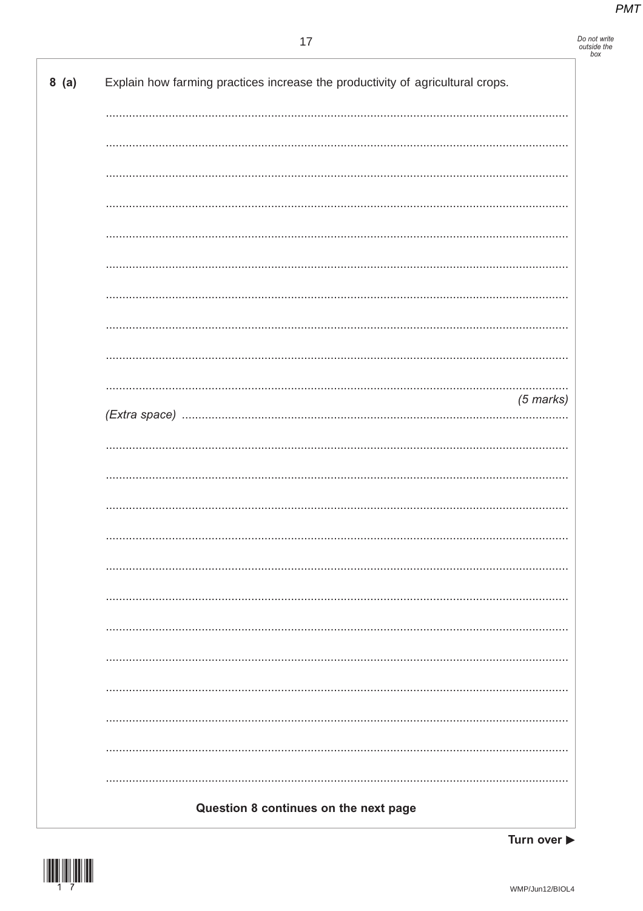**8 (a)** Explain how farming practices increase the productivity of agricultural crops.

*(5 marks)*

*(Extra space)*

**Question 8 continues on the next page**

**Turn over ▶**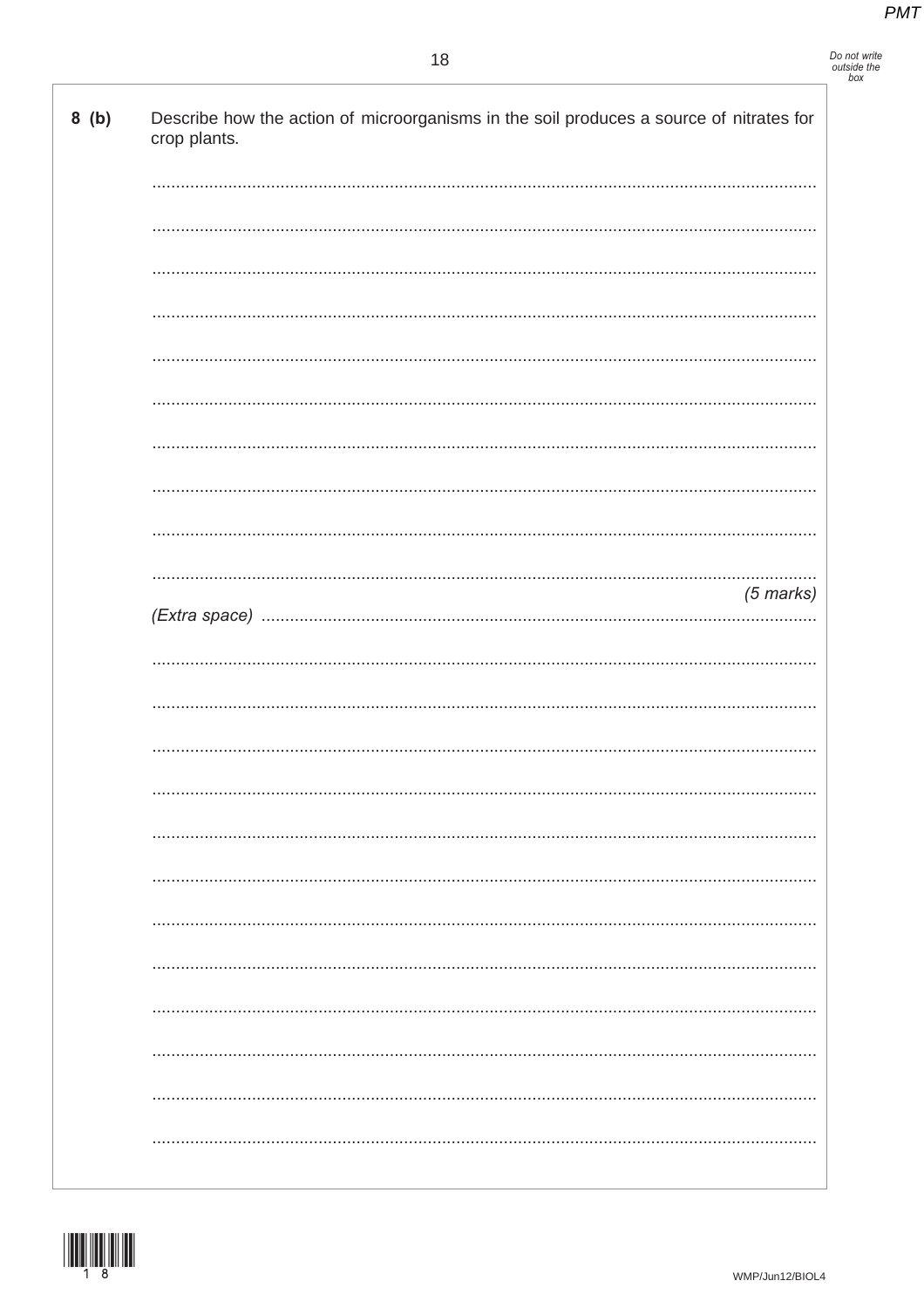**8 (b)** Describe how the action of microorganisms in the soil produces a source of nitrates for crop plants.

.......................................................................................................................................

.......................................................................................................................................

.......................................................................................................................................

.......................................................................................................................................

.......................................................................................................................................

.......................................................................................................................................

.......................................................................................................................................

.......................................................................................................................................

.......................................................................................................................................

.......................................................................................................................................

*(5 marks)*

*(Extra space)* .......................................................................................................

.......................................................................................................................................

.......................................................................................................................................

.......................................................................................................................................

.......................................................................................................................................

.......................................................................................................................................

.......................................................................................................................................

.......................................................................................................................................

.......................................................................................................................................

.......................................................................................................................................

.......................................................................................................................................

.......................................................................................................................................

.......................................................................................................................................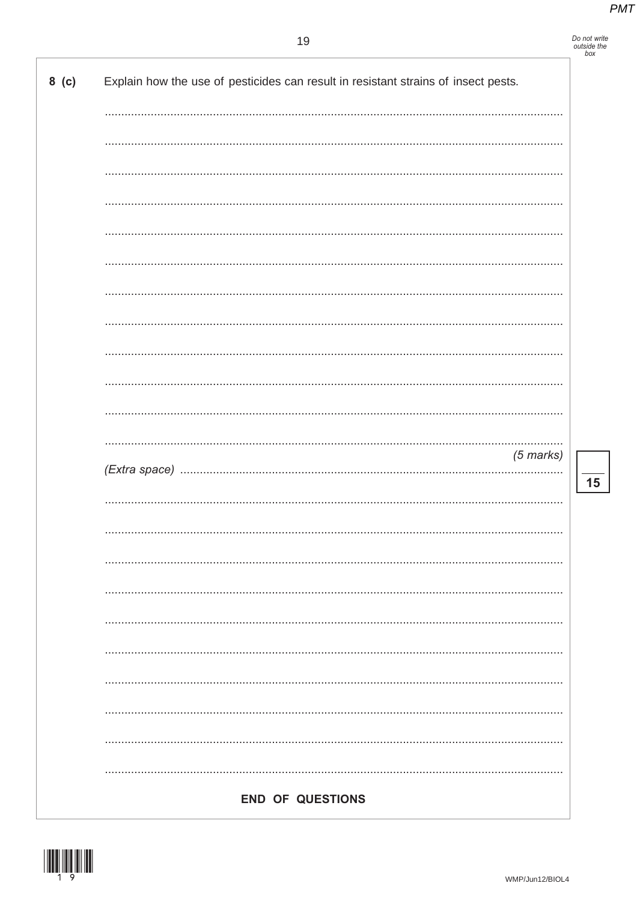**8 (c)** Explain how the use of pesticides can result in resistant strains of insect pests.

..........................................................................................................................................

..........................................................................................................................................

..........................................................................................................................................

..........................................................................................................................................

..........................................................................................................................................

..........................................................................................................................................

..........................................................................................................................................

..........................................................................................................................................

..........................................................................................................................................

..........................................................................................................................................

..........................................................................................................................................

..........................................................................................................................................

*(5 marks)*

*(Extra space)* ..........................................................................................................................

..........................................................................................................................................

..........................................................................................................................................

..........................................................................................................................................

..........................................................................................................................................

..........................................................................................................................................

..........................................................................................................................................

..........................................................................................................................................

..........................................................................................................................................

..........................................................................................................................................

..........................................................................................................................................

15

**END OF QUESTIONS**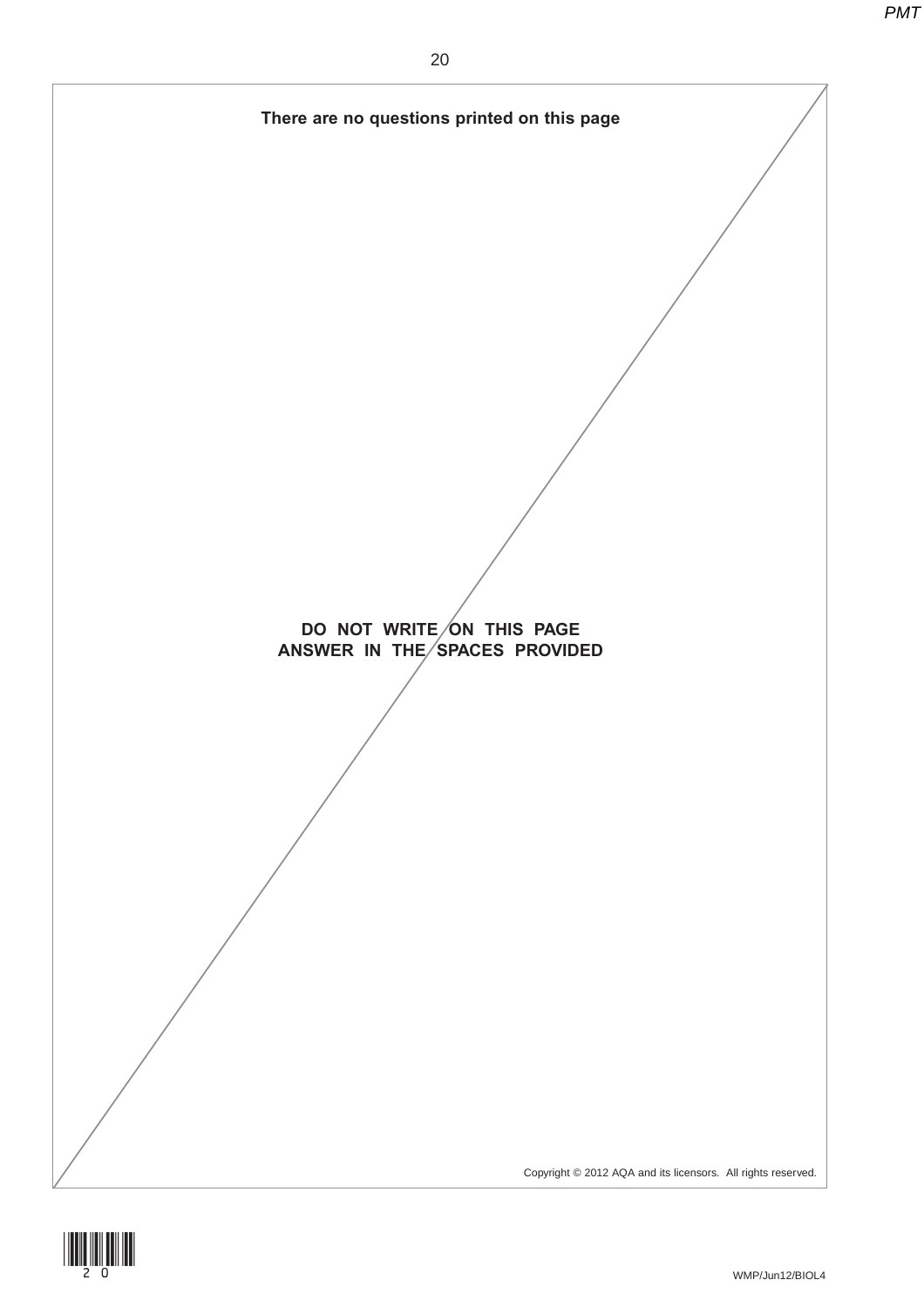**There are no questions printed on this page**

**DO NOT WRITE ON THIS PAGE**
**ANSWER IN THE SPACES PROVIDED**

Copyright © 2012 AQA and its licensors. All rights reserved.